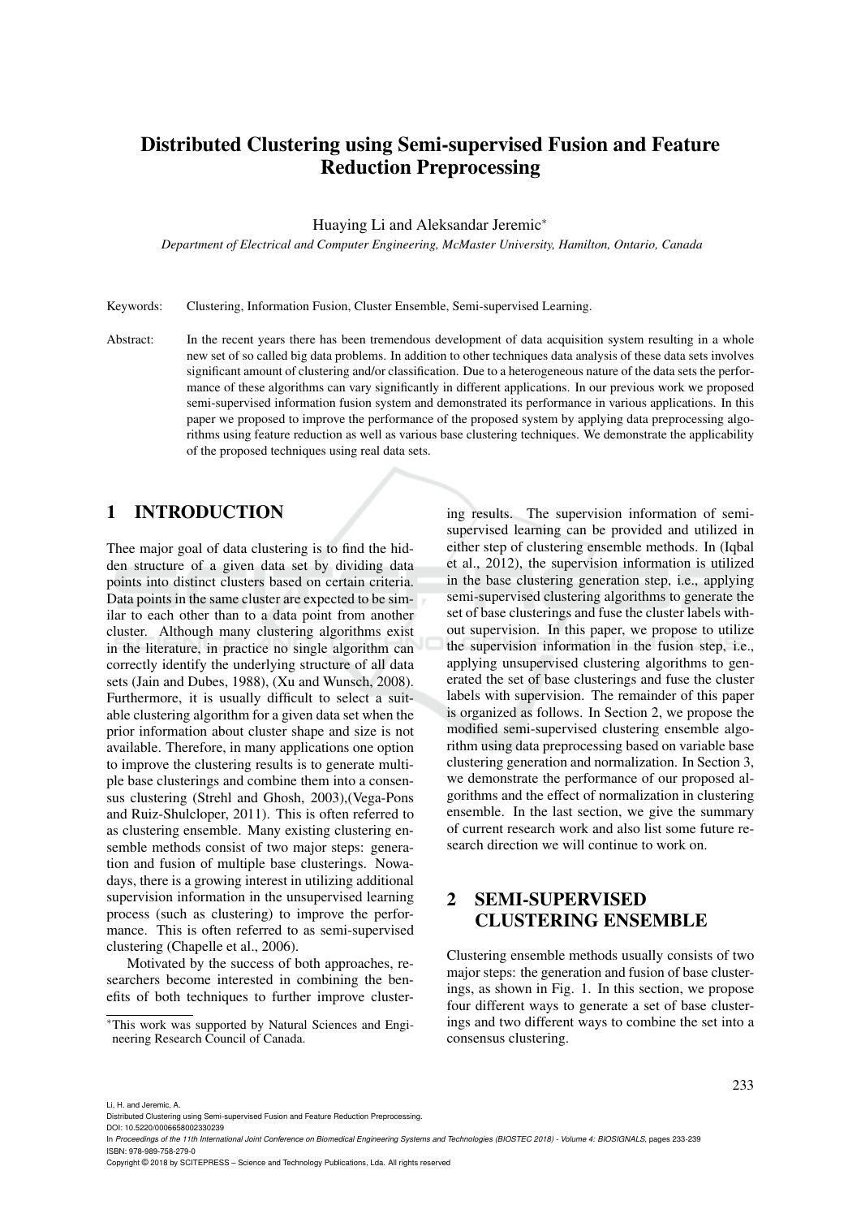# Distributed Clustering using Semi-supervised Fusion and Feature Reduction Preprocessing

Huaying Li and Aleksandar Jeremic*

*Department of Electrical and Computer Engineering, McMaster University, Hamilton, Ontario, Canada*

Keywords: Clustering, Information Fusion, Cluster Ensemble, Semi-supervised Learning.

Abstract: In the recent years there has been tremendous development of data acquisition system resulting in a whole new set of so called big data problems. In addition to other techniques data analysis of these data sets involves significant amount of clustering and/or classification. Due to a heterogeneous nature of the data sets the performance of these algorithms can vary significantly in different applications. In our previous work we proposed semi-supervised information fusion system and demonstrated its performance in various applications. In this paper we proposed to improve the performance of the proposed system by applying data preprocessing algorithms using feature reduction as well as various base clustering techniques. We demonstrate the applicability of the proposed techniques using real data sets.

## 1 INTRODUCTION

Thee major goal of data clustering is to find the hidden structure of a given data set by dividing data points into distinct clusters based on certain criteria. Data points in the same cluster are expected to be similar to each other than to a data point from another cluster. Although many clustering algorithms exist in the literature, in practice no single algorithm can correctly identify the underlying structure of all data sets (Jain and Dubes, 1988), (Xu and Wunsch, 2008). Furthermore, it is usually difficult to select a suitable clustering algorithm for a given data set when the prior information about cluster shape and size is not available. Therefore, in many applications one option to improve the clustering results is to generate multiple base clusterings and combine them into a consensus clustering (Strehl and Ghosh, 2003),(Vega-Pons and Ruiz-Shulcloper, 2011). This is often referred to as clustering ensemble. Many existing clustering ensemble methods consist of two major steps: generation and fusion of multiple base clusterings. Nowadays, there is a growing interest in utilizing additional supervision information in the unsupervised learning process (such as clustering) to improve the performance. This is often referred to as semi-supervised clustering (Chapelle et al., 2006).

Motivated by the success of both approaches, researchers become interested in combining the benefits of both techniques to further improve clustering results. The supervision information of semi-supervised learning can be provided and utilized in either step of clustering ensemble methods. In (Iqbal et al., 2012), the supervision information is utilized in the base clustering generation step, i.e., applying semi-supervised clustering algorithms to generate the set of base clusterings and fuse the cluster labels without supervision. In this paper, we propose to utilize the supervision information in the fusion step, i.e., applying unsupervised clustering algorithms to generated the set of base clusterings and fuse the cluster labels with supervision. The remainder of this paper is organized as follows. In Section 2, we propose the modified semi-supervised clustering ensemble algorithm using data preprocessing based on variable base clustering generation and normalization. In Section 3, we demonstrate the performance of our proposed algorithms and the effect of normalization in clustering ensemble. In the last section, we give the summary of current research work and also list some future research direction we will continue to work on.

## 2 SEMI-SUPERVISED CLUSTERING ENSEMBLE

Clustering ensemble methods usually consists of two major steps: the generation and fusion of base clusterings, as shown in Fig. 1. In this section, we propose four different ways to generate a set of base clusterings and two different ways to combine the set into a consensus clustering.

*This work was supported by Natural Sciences and Engineering Research Council of Canada.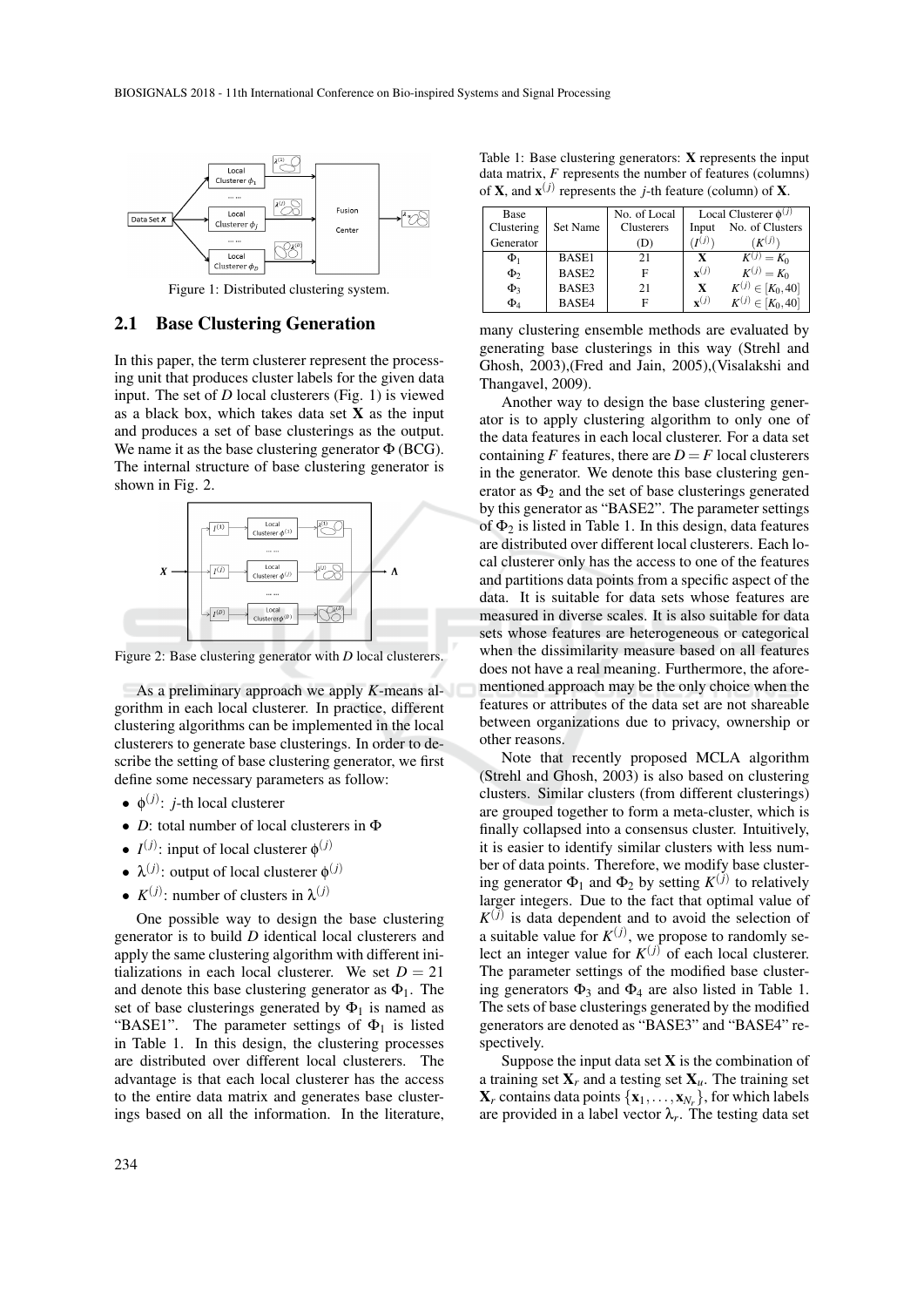Figure 1: Distributed clustering system.

## 2.1 Base Clustering Generation

In this paper, the term clusterer represent the processing unit that produces cluster labels for the given data input. The set of $D$ local clusterers (Fig. 1) is viewed as a black box, which takes data set $\mathbf{X}$ as the input and produces a set of base clusterings as the output. We name it as the base clustering generator $\Phi$ (BCG). The internal structure of base clustering generator is shown in Fig. 2.

Figure 2: Base clustering generator with $D$ local clusterers.

As a preliminary approach we apply $K$-means algorithm in each local clusterer. In practice, different clustering algorithms can be implemented in the local clusterers to generate base clusterings. In order to describe the setting of base clustering generator, we first define some necessary parameters as follow:

- $\phi^{(j)}$: $j$-th local clusterer
- $D$: total number of local clusterers in $\Phi$
- $I^{(j)}$: input of local clusterer $\phi^{(j)}$
- $\lambda^{(j)}$: output of local clusterer $\phi^{(j)}$
- $K^{(j)}$: number of clusters in $\lambda^{(j)}$

One possible way to design the base clustering generator is to build $D$ identical local clusterers and apply the same clustering algorithm with different initializations in each local clusterer. We set $D = 21$ and denote this base clustering generator as $\Phi_1$. The set of base clusterings generated by $\Phi_1$ is named as "BASE1". The parameter settings of $\Phi_1$ is listed in Table 1. In this design, the clustering processes are distributed over different local clusterers. The advantage is that each local clusterer has the access to the entire data matrix and generates base clusterings based on all the information. In the literature, many clustering ensemble methods are evaluated by generating base clusterings in this way (Strehl and Ghosh, 2003),(Fred and Jain, 2005),(Visalakshi and Thangavel, 2009).

Table 1: Base clustering generators: $\mathbf{X}$ represents the input data matrix, $F$ represents the number of features (columns) of $\mathbf{X}$, and $\mathbf{x}^{(j)}$ represents the $j$-th feature (column) of $\mathbf{X}$.

| Base Clustering Generator | Set Name | No. of Local Clusterers (D) | Local Clusterer $\phi^{(j)}$ Input ($I^{(j)}$) | No. of Clusters ($K^{(j)}$) |
|---|---|---|---|---|
| $\Phi_1$ | BASE1 | 21 | $\mathbf{X}$ | $K^{(j)} = K_0$ |
| $\Phi_2$ | BASE2 | F | $\mathbf{x}^{(j)}$ | $K^{(j)} = K_0$ |
| $\Phi_3$ | BASE3 | 21 | $\mathbf{X}$ | $K^{(j)} \in [K_0, 40]$ |
| $\Phi_4$ | BASE4 | F | $\mathbf{x}^{(j)}$ | $K^{(j)} \in [K_0, 40]$ |

Another way to design the base clustering generator is to apply clustering algorithm to only one of the data features in each local clusterer. For a data set containing $F$ features, there are $D = F$ local clusterers in the generator. We denote this base clustering generator as $\Phi_2$ and the set of base clusterings generated by this generator as "BASE2". The parameter settings of $\Phi_2$ is listed in Table 1. In this design, data features are distributed over different local clusterers. Each local clusterer only has the access to one of the features and partitions data points from a specific aspect of the data. It is suitable for data sets whose features are measured in diverse scales. It is also suitable for data sets whose features are heterogeneous or categorical when the dissimilarity measure based on all features does not have a real meaning. Furthermore, the aforementioned approach may be the only choice when the features or attributes of the data set are not shareable between organizations due to privacy, ownership or other reasons.

Note that recently proposed MCLA algorithm (Strehl and Ghosh, 2003) is also based on clustering clusters. Similar clusters (from different clusterings) are grouped together to form a meta-cluster, which is finally collapsed into a consensus cluster. Intuitively, it is easier to identify similar clusters with less number of data points. Therefore, we modify base clustering generator $\Phi_1$ and $\Phi_2$ by setting $K^{(j)}$ to relatively larger integers. Due to the fact that optimal value of $K^{(j)}$ is data dependent and to avoid the selection of a suitable value for $K^{(j)}$, we propose to randomly select an integer value for $K^{(j)}$ of each local clusterer. The parameter settings of the modified base clustering generators $\Phi_3$ and $\Phi_4$ are also listed in Table 1. The sets of base clusterings generated by the modified generators are denoted as "BASE3" and "BASE4" respectively.

Suppose the input data set $\mathbf{X}$ is the combination of a training set $\mathbf{X}_r$ and a testing set $\mathbf{X}_u$. The training set $\mathbf{X}_r$ contains data points $\{\mathbf{x}_1, \ldots, \mathbf{x}_{N_r}\}$, for which labels are provided in a label vector $\lambda_r$. The testing data set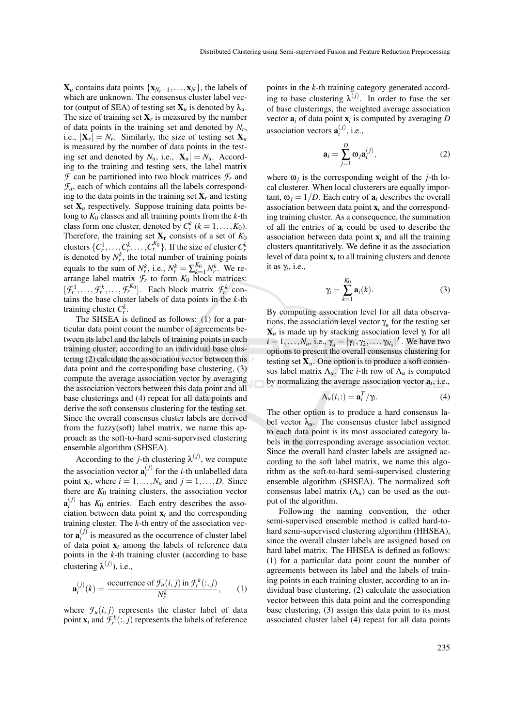$\mathbf{X}_u$ contains data points $\{\mathbf{x}_{N_r+1}, \ldots, \mathbf{x}_N\}$, the labels of which are unknown. The consensus cluster label vector (output of SEA) of testing set $\mathbf{X}_u$ is denoted by $\lambda_u$. The size of training set $\mathbf{X}_r$ is measured by the number of data points in the training set and denoted by $N_r$, i.e., $|\mathbf{X}_r| = N_r$. Similarly, the size of testing set $\mathbf{X}_u$ is measured by the number of data points in the testing set and denoted by $N_u$, i.e., $|\mathbf{X}_u| = N_u$. According to the training and testing sets, the label matrix $\mathcal{F}$ can be partitioned into two block matrices $\mathcal{F}_r$ and $\mathcal{F}_u$, each of which contains all the labels corresponding to the data points in the training set $\mathbf{X}_r$ and testing set $\mathbf{X}_u$ respectively. Suppose training data points belong to $K_0$ classes and all training points from the $k$-th class form one cluster, denoted by $C_r^k$ ($k = 1, \ldots, K_0$). Therefore, the training set $\mathbf{X}_\mathbf{r}$ consists of a set of $K_0$ clusters $\{C_r^1, \ldots, C_r^k, \ldots, C_r^{K_0}\}$. If the size of cluster $C_r^k$ is denoted by $N_r^k$, the total number of training points equals to the sum of $N_r^k$, i.e., $N_r^k = \sum_{k=1}^{K_0} N_r^k$. We rearrange label matrix $\mathcal{F}_r$ to form $K_0$ block matrices: $[\mathcal{F}_r^1, \ldots, \mathcal{F}_r^k, \ldots, \mathcal{F}_r^{K_0}]$. Each block matrix $\mathcal{F}_r^k$ contains the base cluster labels of data points in the $k$-th training cluster $C_r^k$.

The SHSEA is defined as follows: (1) for a particular data point count the number of agreements between its label and the labels of training points in each training cluster, according to an individual base clustering (2) calculate the association vector between this data point and the corresponding base clustering, (3) compute the average association vector by averaging the association vectors between this data point and all base clusterings and (4) repeat for all data points and derive the soft consensus clustering for the testing set. Since the overall consensus cluster labels are derived from the fuzzy(soft) label matrix, we name this approach as the soft-to-hard semi-supervised clustering ensemble algorithm (SHSEA).

According to the $j$-th clustering $\lambda^{(j)}$, we compute the association vector $\mathbf{a}_i^{(j)}$ for the $i$-th unlabelled data point $\mathbf{x}_i$, where $i = 1, \ldots, N_u$ and $j = 1, \ldots, D$. Since there are $K_0$ training clusters, the association vector $\mathbf{a}_i^{(j)}$ has $K_0$ entries. Each entry describes the association between data point $\mathbf{x}_i$ and the corresponding training cluster. The $k$-th entry of the association vector $\mathbf{a}_i^{(j)}$ is measured as the occurrence of cluster label of data point $\mathbf{x}_i$ among the labels of reference data points in the $k$-th training cluster (according to base clustering $\lambda^{(j)}$), i.e.,

$$\mathbf{a}_i^{(j)}(k) = \frac{\text{occurrence of } \mathcal{F}_u(i,j) \text{ in } \mathcal{F}_r^k(:,j)}{N_r^k}, \qquad (1)$$

where $\mathcal{F}_u(i,j)$ represents the cluster label of data point $\mathbf{x}_i$ and $\mathcal{F}_r^k(:,j)$ represents the labels of reference points in the $k$-th training category generated according to base clustering $\lambda^{(j)}$. In order to fuse the set of base clusterings, the weighted average association vector $\mathbf{a}_i$ of data point $\mathbf{x}_i$ is computed by averaging $D$ association vectors $\mathbf{a}_i^{(j)}$, i.e.,

$$\mathbf{a}_i = \sum_{j=1}^{D} \omega_j \mathbf{a}_i^{(j)}, \qquad (2)$$

where $\omega_j$ is the corresponding weight of the $j$-th local clusterer. When local clusterers are equally important, $\omega_j = 1/D$. Each entry of $\mathbf{a}_i$ describes the overall association between data point $\mathbf{x}_i$ and the corresponding training cluster. As a consequence, the summation of all the entries of $\mathbf{a}_i$ could be used to describe the association between data point $\mathbf{x}_i$ and all the training clusters quantitatively. We define it as the association level of data point $\mathbf{x}_i$ to all training clusters and denote it as $\gamma_i$, i.e.,

$$\gamma_i = \sum_{k=1}^{K_0} \mathbf{a}_i(k). \qquad (3)$$

By computing association level for all data observations, the association level vector $\gamma_u$ for the testing set $\mathbf{X}_u$ is made up by stacking association level $\gamma_i$ for all $i = 1, \ldots, N_u$, i.e., $\gamma_u = [\gamma_1, \gamma_2, \ldots, \gamma_{N_u}]^T$. We have two options to present the overall consensus clustering for testing set $\mathbf{X}_u$. One option is to produce a soft consensus label matrix $\Lambda_u$. The $i$-th row of $\Lambda_u$ is computed by normalizing the average association vector $\mathbf{a}_i$, i.e.,

$$\Lambda_u(i,:) = \mathbf{a}_i^T / \gamma_i. \qquad (4)$$

The other option is to produce a hard consensus label vector $\lambda_u$. The consensus cluster label assigned to each data point is its most associated category labels in the corresponding average association vector. Since the overall hard cluster labels are assigned according to the soft label matrix, we name this algorithm as the soft-to-hard semi-supervised clustering ensemble algorithm (SHSEA). The normalized soft consensus label matrix ($\Lambda_u$) can be used as the output of the algorithm.

Following the naming convention, the other semi-supervised ensemble method is called hard-to-hard semi-supervised clustering algorithm (HHSEA), since the overall cluster labels are assigned based on hard label matrix. The HHSEA is defined as follows: (1) for a particular data point count the number of agreements between its label and the labels of training points in each training cluster, according to an individual base clustering, (2) calculate the association vector between this data point and the corresponding base clustering, (3) assign this data point to its most associated cluster label (4) repeat for all data points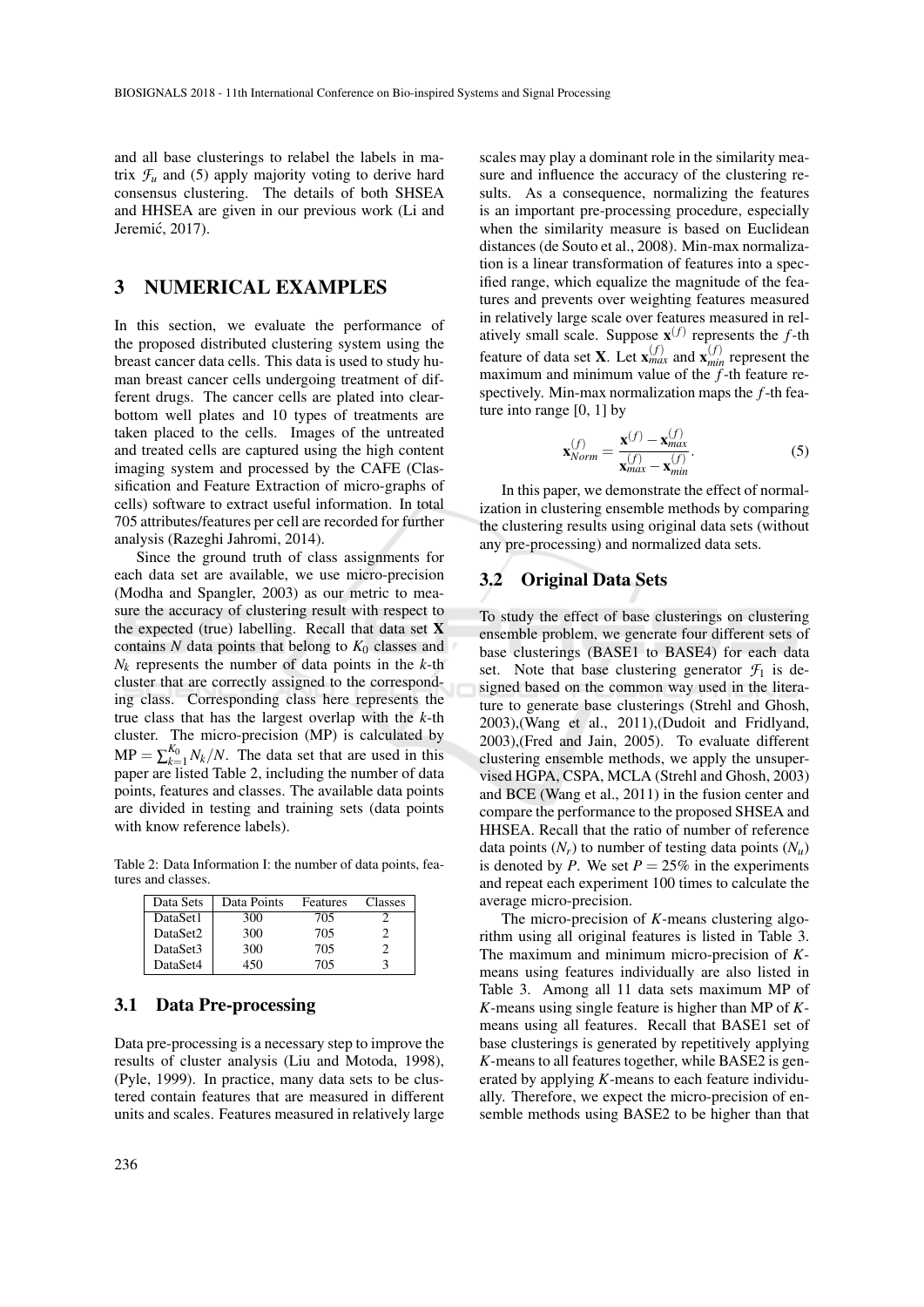and all base clusterings to relabel the labels in matrix $\mathcal{F}_u$ and (5) apply majority voting to derive hard consensus clustering. The details of both SHSEA and HHSEA are given in our previous work (Li and Jeremić, 2017).

# 3 NUMERICAL EXAMPLES

In this section, we evaluate the performance of the proposed distributed clustering system using the breast cancer data cells. This data is used to study human breast cancer cells undergoing treatment of different drugs. The cancer cells are plated into clear-bottom well plates and 10 types of treatments are taken placed to the cells. Images of the untreated and treated cells are captured using the high content imaging system and processed by the CAFE (Classification and Feature Extraction of micro-graphs of cells) software to extract useful information. In total 705 attributes/features per cell are recorded for further analysis (Razeghi Jahromi, 2014).

Since the ground truth of class assignments for each data set are available, we use micro-precision (Modha and Spangler, 2003) as our metric to measure the accuracy of clustering result with respect to the expected (true) labelling. Recall that data set $\mathbf{X}$ contains $N$ data points that belong to $K_0$ classes and $N_k$ represents the number of data points in the $k$-th cluster that are correctly assigned to the corresponding class. Corresponding class here represents the true class that has the largest overlap with the $k$-th cluster. The micro-precision (MP) is calculated by $\text{MP} = \sum_{k=1}^{K_0} N_k/N$. The data set that are used in this paper are listed Table 2, including the number of data points, features and classes. The available data points are divided in testing and training sets (data points with know reference labels).

Table 2: Data Information I: the number of data points, features and classes.

| Data Sets | Data Points | Features | Classes |
|---|---|---|---|
| DataSet1 | 300 | 705 | 2 |
| DataSet2 | 300 | 705 | 2 |
| DataSet3 | 300 | 705 | 2 |
| DataSet4 | 450 | 705 | 3 |

## 3.1 Data Pre-processing

Data pre-processing is a necessary step to improve the results of cluster analysis (Liu and Motoda, 1998), (Pyle, 1999). In practice, many data sets to be clustered contain features that are measured in different units and scales. Features measured in relatively large scales may play a dominant role in the similarity measure and influence the accuracy of the clustering results. As a consequence, normalizing the features is an important pre-processing procedure, especially when the similarity measure is based on Euclidean distances (de Souto et al., 2008). Min-max normalization is a linear transformation of features into a specified range, which equalize the magnitude of the features and prevents over weighting features measured in relatively large scale over features measured in relatively small scale. Suppose $\mathbf{x}^{(f)}$ represents the $f$-th feature of data set $\mathbf{X}$. Let $\mathbf{x}_{max}^{(f)}$ and $\mathbf{x}_{min}^{(f)}$ represent the maximum and minimum value of the $f$-th feature respectively. Min-max normalization maps the $f$-th feature into range [0, 1] by

$$\mathbf{x}_{Norm}^{(f)} = \frac{\mathbf{x}^{(f)} - \mathbf{x}_{max}^{(f)}}{\mathbf{x}_{max}^{(f)} - \mathbf{x}_{min}^{(f)}}. \tag{5}$$

In this paper, we demonstrate the effect of normalization in clustering ensemble methods by comparing the clustering results using original data sets (without any pre-processing) and normalized data sets.

## 3.2 Original Data Sets

To study the effect of base clusterings on clustering ensemble problem, we generate four different sets of base clusterings (BASE1 to BASE4) for each data set. Note that base clustering generator $\mathcal{F}_1$ is designed based on the common way used in the literature to generate base clusterings (Strehl and Ghosh, 2003),(Wang et al., 2011),(Dudoit and Fridlyand, 2003),(Fred and Jain, 2005). To evaluate different clustering ensemble methods, we apply the unsupervised HGPA, CSPA, MCLA (Strehl and Ghosh, 2003) and BCE (Wang et al., 2011) in the fusion center and compare the performance to the proposed SHSEA and HHSEA. Recall that the ratio of number of reference data points ($N_r$) to number of testing data points ($N_u$) is denoted by $P$. We set $P = 25\%$ in the experiments and repeat each experiment 100 times to calculate the average micro-precision.

The micro-precision of $K$-means clustering algorithm using all original features is listed in Table 3. The maximum and minimum micro-precision of $K$-means using features individually are also listed in Table 3. Among all 11 data sets maximum MP of $K$-means using single feature is higher than MP of $K$-means using all features. Recall that BASE1 set of base clusterings is generated by repetitively applying $K$-means to all features together, while BASE2 is generated by applying $K$-means to each feature individually. Therefore, we expect the micro-precision of ensemble methods using BASE2 to be higher than that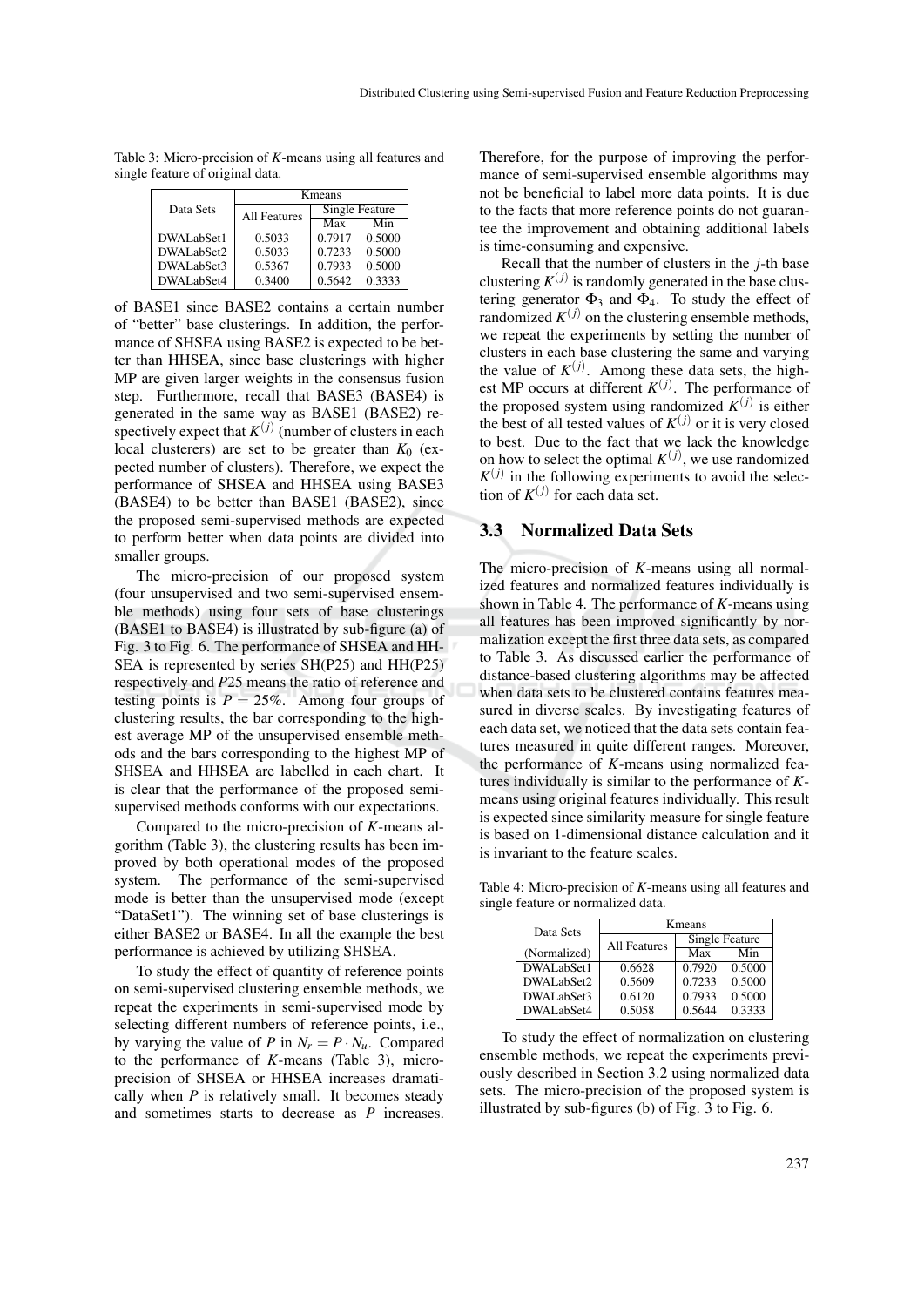Table 3: Micro-precision of $K$-means using all features and single feature of original data.

| Data Sets | Kmeans | | |
|---|---|---|---|
| | All Features | Single Feature | |
| | | Max | Min |
| DWALabSet1 | 0.5033 | 0.7917 | 0.5000 |
| DWALabSet2 | 0.5033 | 0.7233 | 0.5000 |
| DWALabSet3 | 0.5367 | 0.7933 | 0.5000 |
| DWALabSet4 | 0.3400 | 0.5642 | 0.3333 |

of BASE1 since BASE2 contains a certain number of "better" base clusterings. In addition, the performance of SHSEA using BASE2 is expected to be better than HHSEA, since base clusterings with higher MP are given larger weights in the consensus fusion step. Furthermore, recall that BASE3 (BASE4) is generated in the same way as BASE1 (BASE2) respectively expect that $K^{(j)}$ (number of clusters in each local clusterers) are set to be greater than $K_0$ (expected number of clusters). Therefore, we expect the performance of SHSEA and HHSEA using BASE3 (BASE4) to be better than BASE1 (BASE2), since the proposed semi-supervised methods are expected to perform better when data points are divided into smaller groups.

The micro-precision of our proposed system (four unsupervised and two semi-supervised ensemble methods) using four sets of base clusterings (BASE1 to BASE4) is illustrated by sub-figure (a) of Fig. 3 to Fig. 6. The performance of SHSEA and HHSEA is represented by series SH(P25) and HH(P25) respectively and $P$25 means the ratio of reference and testing points is $P = 25\%$. Among four groups of clustering results, the bar corresponding to the highest average MP of the unsupervised ensemble methods and the bars corresponding to the highest MP of SHSEA and HHSEA are labelled in each chart. It is clear that the performance of the proposed semi-supervised methods conforms with our expectations.

Compared to the micro-precision of $K$-means algorithm (Table 3), the clustering results has been improved by both operational modes of the proposed system. The performance of the semi-supervised mode is better than the unsupervised mode (except "DataSet1"). The winning set of base clusterings is either BASE2 or BASE4. In all the example the best performance is achieved by utilizing SHSEA.

To study the effect of quantity of reference points on semi-supervised clustering ensemble methods, we repeat the experiments in semi-supervised mode by selecting different numbers of reference points, i.e., by varying the value of $P$ in $N_r = P \cdot N_u$. Compared to the performance of $K$-means (Table 3), micro-precision of SHSEA or HHSEA increases dramatically when $P$ is relatively small. It becomes steady and sometimes starts to decrease as $P$ increases. Therefore, for the purpose of improving the performance of semi-supervised ensemble algorithms it may not be beneficial to label more data points. It is due to the facts that more reference points do not guarantee the improvement and obtaining additional labels is time-consuming and expensive.

Recall that the number of clusters in the $j$-th base clustering $K^{(j)}$ is randomly generated in the base clustering generator $\Phi_3$ and $\Phi_4$. To study the effect of randomized $K^{(j)}$ on the clustering ensemble methods, we repeat the experiments by setting the number of clusters in each base clustering the same and varying the value of $K^{(j)}$. Among these data sets, the highest MP occurs at different $K^{(j)}$. The performance of the proposed system using randomized $K^{(j)}$ is either the best of all tested values of $K^{(j)}$ or it is very closed to best. Due to the fact that we lack the knowledge on how to select the optimal $K^{(j)}$, we use randomized $K^{(j)}$ in the following experiments to avoid the selection of $K^{(j)}$ for each data set.

### 3.3 Normalized Data Sets

The micro-precision of $K$-means using all normalized features and normalized features individually is shown in Table 4. The performance of $K$-means using all features has been improved significantly by normalization except the first three data sets, as compared to Table 3. As discussed earlier the performance of distance-based clustering algorithms may be affected when data sets to be clustered contains features measured in diverse scales. By investigating features of each data set, we noticed that the data sets contain features measured in quite different ranges. Moreover, the performance of $K$-means using normalized features individually is similar to the performance of $K$-means using original features individually. This result is expected since similarity measure for single feature is based on 1-dimensional distance calculation and it is invariant to the feature scales.

Table 4: Micro-precision of $K$-means using all features and single feature or normalized data.

| Data Sets | Kmeans | | |
|---|---|---|---|
| (Normalized) | All Features | Single Feature | |
| | | Max | Min |
| DWALabSet1 | 0.6628 | 0.7920 | 0.5000 |
| DWALabSet2 | 0.5609 | 0.7233 | 0.5000 |
| DWALabSet3 | 0.6120 | 0.7933 | 0.5000 |
| DWALabSet4 | 0.5058 | 0.5644 | 0.3333 |

To study the effect of normalization on clustering ensemble methods, we repeat the experiments previously described in Section 3.2 using normalized data sets. The micro-precision of the proposed system is illustrated by sub-figures (b) of Fig. 3 to Fig. 6.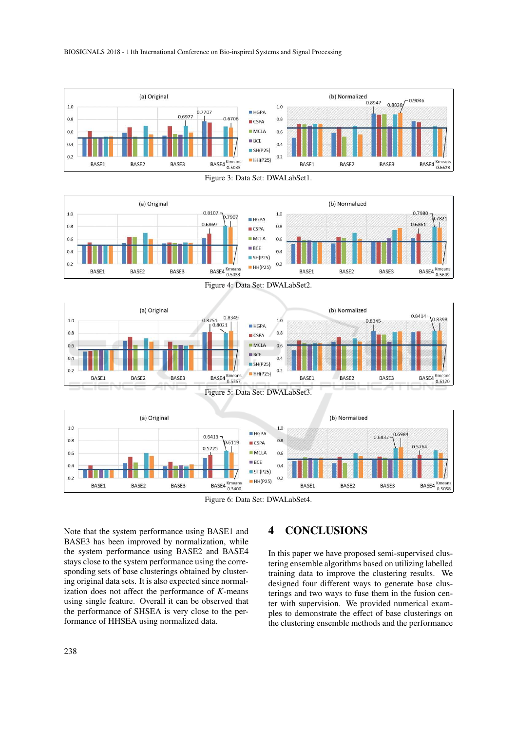(a) Original

1.0
0.8
0.6
0.4
0.2

0.6977
0.7707
0.6706

BASE1 BASE2 BASE3 BASE4 Kmeans 0.5033

HGPA
CSPA
MCLA
BCE
SH(P25)
HH(P25)

(b) Normalized

0.8947
0.8820
0.9046

BASE1 BASE2 BASE3 BASE4 Kmeans 0.6628

Figure 3: Data Set: DWALabSet1.

(a) Original

0.8107
0.7907
0.6869

BASE1 BASE2 BASE3 BASE4 Kmeans 0.5033

HGPA
CSPA
MCLA
BCE
SH(P25)
HH(P25)

(b) Normalized

0.7980
0.7821
0.6861

BASE1 BASE2 BASE3 BASE4 Kmeans 0.5609

Figure 4: Data Set: DWALabSet2.

(a) Original

0.8251
0.8349
0.8021

BASE1 BASE2 BASE3 BASE4 Kmeans 0.5367

HGPA
CSPA
MCLA
BCE
SH(P25)
HH(P25)

(b) Normalized

0.8345
0.8414
0.8398

BASE1 BASE2 BASE3 BASE4 Kmeans 0.6120

Figure 5: Data Set: DWALabSet3.

(a) Original

0.6413
0.6119
0.5725

BASE1 BASE2 BASE3 BASE4 Kmeans 0.3400

HGPA
CSPA
MCLA
BCE
SH(P25)
HH(P25)

(b) Normalized

0.6832
0.6984
0.5764

BASE1 BASE2 BASE3 BASE4 Kmeans 0.5058

Figure 6: Data Set: DWALabSet4.

Note that the system performance using BASE1 and BASE3 has been improved by normalization, while the system performance using BASE2 and BASE4 stays close to the system performance using the corresponding sets of base clusterings obtained by clustering original data sets. It is also expected since normalization does not affect the performance of $K$-means using single feature. Overall it can be observed that the performance of SHSEA is very close to the performance of HHSEA using normalized data.

## 4 CONCLUSIONS

In this paper we have proposed semi-supervised clustering ensemble algorithms based on utilizing labelled training data to improve the clustering results. We designed four different ways to generate base clusterings and two ways to fuse them in the fusion center with supervision. We provided numerical examples to demonstrate the effect of base clusterings on the clustering ensemble methods and the performance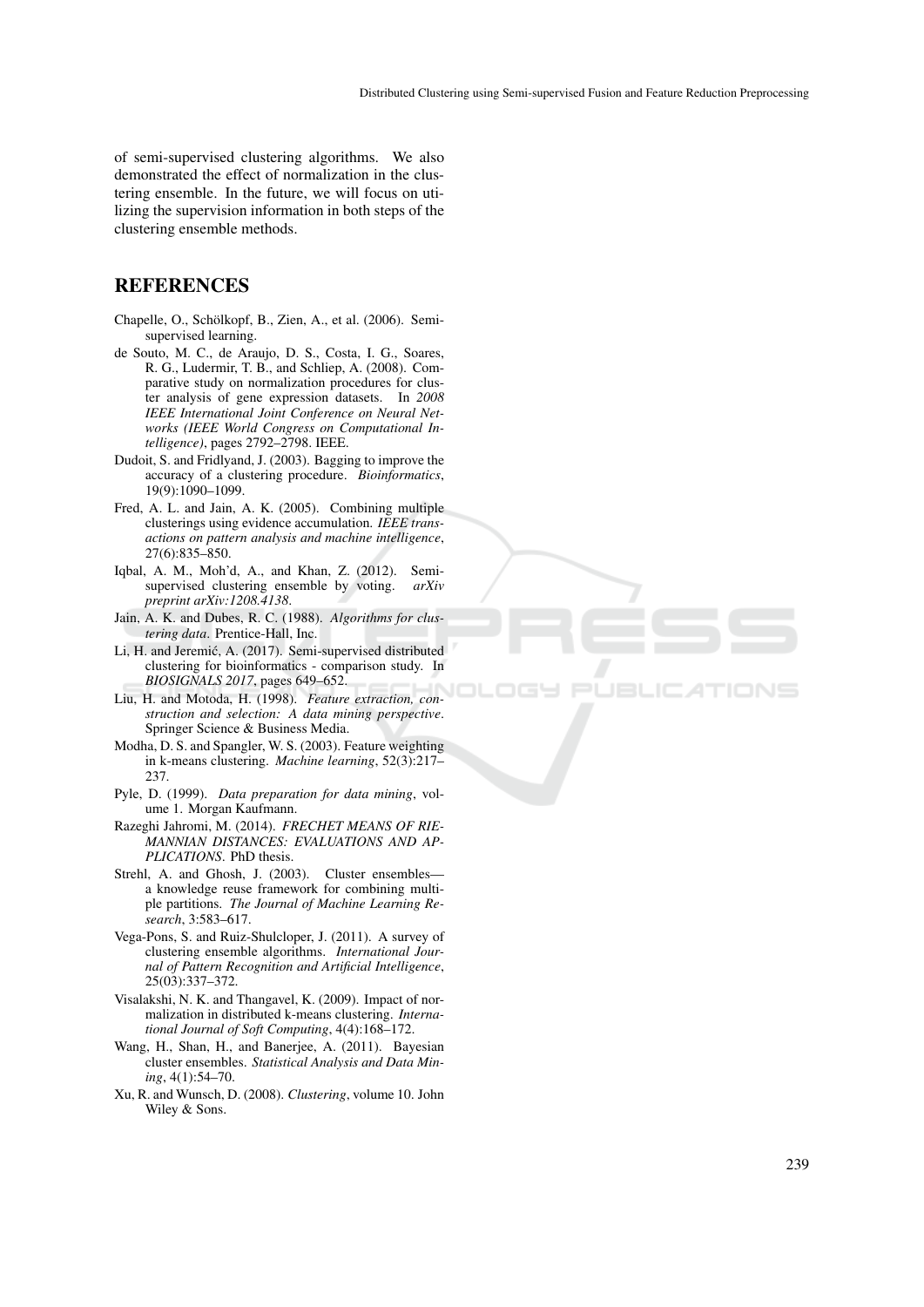of semi-supervised clustering algorithms. We also demonstrated the effect of normalization in the clustering ensemble. In the future, we will focus on utilizing the supervision information in both steps of the clustering ensemble methods.

## REFERENCES

Chapelle, O., Schölkopf, B., Zien, A., et al. (2006). Semi-supervised learning.

de Souto, M. C., de Araujo, D. S., Costa, I. G., Soares, R. G., Ludermir, T. B., and Schliep, A. (2008). Comparative study on normalization procedures for cluster analysis of gene expression datasets. In *2008 IEEE International Joint Conference on Neural Networks (IEEE World Congress on Computational Intelligence)*, pages 2792–2798. IEEE.

Dudoit, S. and Fridlyand, J. (2003). Bagging to improve the accuracy of a clustering procedure. *Bioinformatics*, 19(9):1090–1099.

Fred, A. L. and Jain, A. K. (2005). Combining multiple clusterings using evidence accumulation. *IEEE transactions on pattern analysis and machine intelligence*, 27(6):835–850.

Iqbal, A. M., Moh'd, A., and Khan, Z. (2012). Semi-supervised clustering ensemble by voting. *arXiv preprint arXiv:1208.4138*.

Jain, A. K. and Dubes, R. C. (1988). *Algorithms for clustering data*. Prentice-Hall, Inc.

Li, H. and Jeremić, A. (2017). Semi-supervised distributed clustering for bioinformatics - comparison study. In *BIOSIGNALS 2017*, pages 649–652.

Liu, H. and Motoda, H. (1998). *Feature extraction, construction and selection: A data mining perspective*. Springer Science & Business Media.

Modha, D. S. and Spangler, W. S. (2003). Feature weighting in k-means clustering. *Machine learning*, 52(3):217–237.

Pyle, D. (1999). *Data preparation for data mining*, volume 1. Morgan Kaufmann.

Razeghi Jahromi, M. (2014). *FRECHET MEANS OF RIEMANNIAN DISTANCES: EVALUATIONS AND APPLICATIONS*. PhD thesis.

Strehl, A. and Ghosh, J. (2003). Cluster ensembles—a knowledge reuse framework for combining multiple partitions. *The Journal of Machine Learning Research*, 3:583–617.

Vega-Pons, S. and Ruiz-Shulcloper, J. (2011). A survey of clustering ensemble algorithms. *International Journal of Pattern Recognition and Artificial Intelligence*, 25(03):337–372.

Visalakshi, N. K. and Thangavel, K. (2009). Impact of normalization in distributed k-means clustering. *International Journal of Soft Computing*, 4(4):168–172.

Wang, H., Shan, H., and Banerjee, A. (2011). Bayesian cluster ensembles. *Statistical Analysis and Data Mining*, 4(1):54–70.

Xu, R. and Wunsch, D. (2008). *Clustering*, volume 10. John Wiley & Sons.